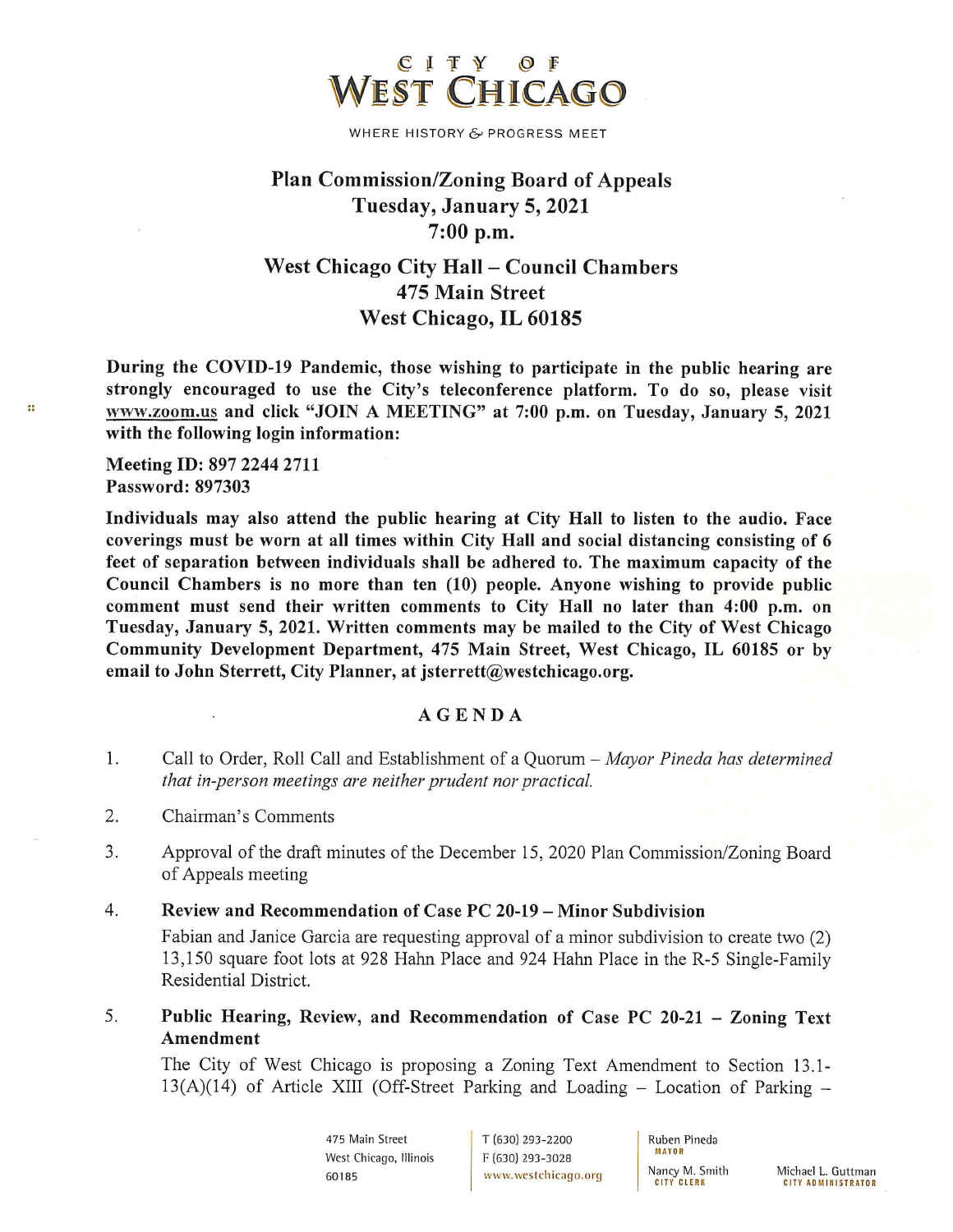# CITY OF WEST CHICAGO

WHERE HISTORY & PROGRESS MEET

## Plan Commission/Zoning Board of Appeals
## Tuesday, January 5, 2021
## 7:00 p.m.

## West Chicago City Hall – Council Chambers
## 475 Main Street
## West Chicago, IL 60185

**During the COVID-19 Pandemic, those wishing to participate in the public hearing are strongly encouraged to use the City's teleconference platform. To do so, please visit www.zoom.us and click "JOIN A MEETING" at 7:00 p.m. on Tuesday, January 5, 2021 with the following login information:**

**Meeting ID: 897 2244 2711**
**Password: 897303**

**Individuals may also attend the public hearing at City Hall to listen to the audio. Face coverings must be worn at all times within City Hall and social distancing consisting of 6 feet of separation between individuals shall be adhered to. The maximum capacity of the Council Chambers is no more than ten (10) people. Anyone wishing to provide public comment must send their written comments to City Hall no later than 4:00 p.m. on Tuesday, January 5, 2021. Written comments may be mailed to the City of West Chicago Community Development Department, 475 Main Street, West Chicago, IL 60185 or by email to John Sterrett, City Planner, at jsterrett@westchicago.org.**

### AGENDA

1. Call to Order, Roll Call and Establishment of a Quorum – *Mayor Pineda has determined that in-person meetings are neither prudent nor practical.*

2. Chairman's Comments

3. Approval of the draft minutes of the December 15, 2020 Plan Commission/Zoning Board of Appeals meeting

4. **Review and Recommendation of Case PC 20-19 – Minor Subdivision**

   Fabian and Janice Garcia are requesting approval of a minor subdivision to create two (2) 13,150 square foot lots at 928 Hahn Place and 924 Hahn Place in the R-5 Single-Family Residential District.

5. **Public Hearing, Review, and Recommendation of Case PC 20-21 – Zoning Text Amendment**

   The City of West Chicago is proposing a Zoning Text Amendment to Section 13.1-13(A)(14) of Article XIII (Off-Street Parking and Loading – Location of Parking –

475 Main Street
West Chicago, Illinois
60185

T (630) 293-2200
F (630) 293-3028
www.westchicago.org

Ruben Pineda
MAYOR

Nancy M. Smith
CITY CLERK

Michael L. Guttman
CITY ADMINISTRATOR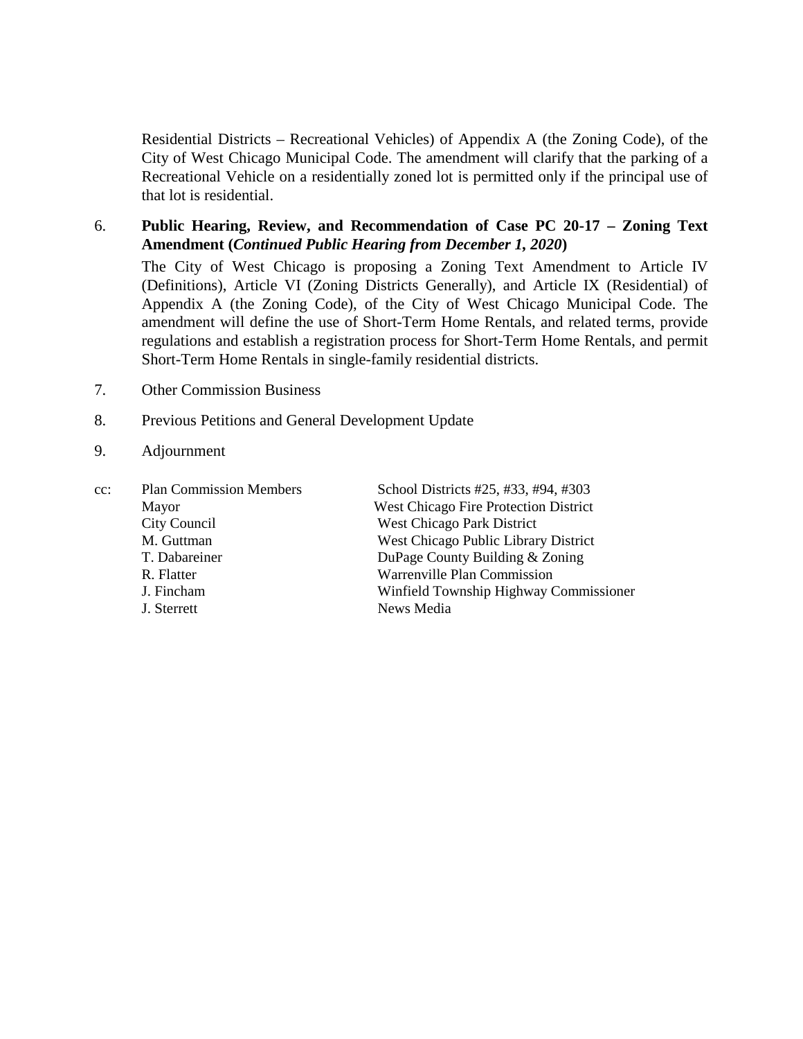Residential Districts – Recreational Vehicles) of Appendix A (the Zoning Code), of the City of West Chicago Municipal Code. The amendment will clarify that the parking of a Recreational Vehicle on a residentially zoned lot is permitted only if the principal use of that lot is residential.

6. **Public Hearing, Review, and Recommendation of Case PC 20-17 – Zoning Text Amendment (*Continued Public Hearing from December 1, 2020*)**

   The City of West Chicago is proposing a Zoning Text Amendment to Article IV (Definitions), Article VI (Zoning Districts Generally), and Article IX (Residential) of Appendix A (the Zoning Code), of the City of West Chicago Municipal Code. The amendment will define the use of Short-Term Home Rentals, and related terms, provide regulations and establish a registration process for Short-Term Home Rentals, and permit Short-Term Home Rentals in single-family residential districts.

7. Other Commission Business

8. Previous Petitions and General Development Update

9. Adjournment

cc:

Plan Commission Members
Mayor
City Council
M. Guttman
T. Dabareiner
R. Flatter
J. Fincham
J. Sterrett

School Districts #25, #33, #94, #303
West Chicago Fire Protection District
West Chicago Park District
West Chicago Public Library District
DuPage County Building & Zoning
Warrenville Plan Commission
Winfield Township Highway Commissioner
News Media